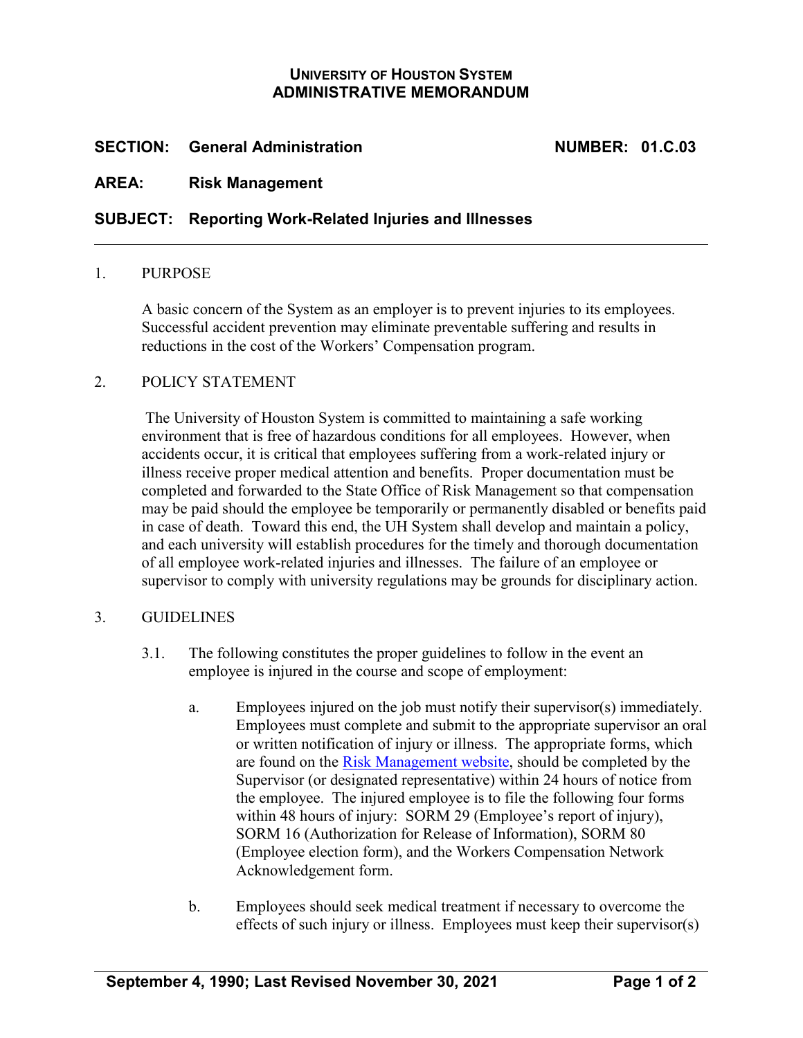**UNIVERSITY OF HOUSTON SYSTEM**
**ADMINISTRATIVE MEMORANDUM**

**SECTION: General Administration** **NUMBER: 01.C.03**

**AREA: Risk Management**

**SUBJECT: Reporting Work-Related Injuries and Illnesses**

---

1. PURPOSE

   A basic concern of the System as an employer is to prevent injuries to its employees. Successful accident prevention may eliminate preventable suffering and results in reductions in the cost of the Workers' Compensation program.

2. POLICY STATEMENT

   The University of Houston System is committed to maintaining a safe working environment that is free of hazardous conditions for all employees. However, when accidents occur, it is critical that employees suffering from a work-related injury or illness receive proper medical attention and benefits. Proper documentation must be completed and forwarded to the State Office of Risk Management so that compensation may be paid should the employee be temporarily or permanently disabled or benefits paid in case of death. Toward this end, the UH System shall develop and maintain a policy, and each university will establish procedures for the timely and thorough documentation of all employee work-related injuries and illnesses. The failure of an employee or supervisor to comply with university regulations may be grounds for disciplinary action.

3. GUIDELINES

   3.1. The following constitutes the proper guidelines to follow in the event an employee is injured in the course and scope of employment:

      a. Employees injured on the job must notify their supervisor(s) immediately. Employees must complete and submit to the appropriate supervisor an oral or written notification of injury or illness. The appropriate forms, which are found on the Risk Management website, should be completed by the Supervisor (or designated representative) within 24 hours of notice from the employee. The injured employee is to file the following four forms within 48 hours of injury: SORM 29 (Employee's report of injury), SORM 16 (Authorization for Release of Information), SORM 80 (Employee election form), and the Workers Compensation Network Acknowledgement form.

      b. Employees should seek medical treatment if necessary to overcome the effects of such injury or illness. Employees must keep their supervisor(s)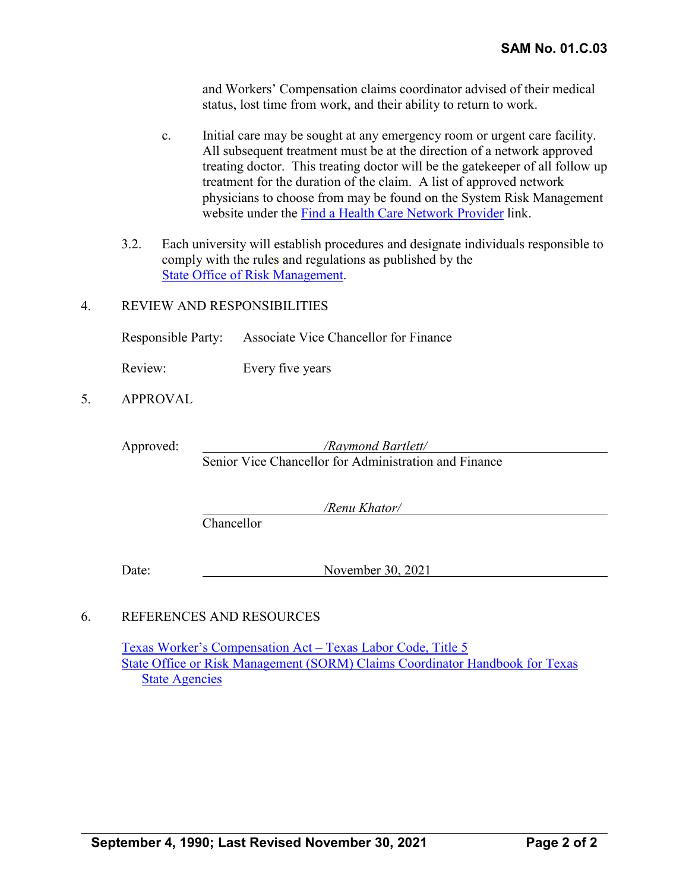and Workers' Compensation claims coordinator advised of their medical status, lost time from work, and their ability to return to work.

c. Initial care may be sought at any emergency room or urgent care facility. All subsequent treatment must be at the direction of a network approved treating doctor. This treating doctor will be the gatekeeper of all follow up treatment for the duration of the claim. A list of approved network physicians to choose from may be found on the System Risk Management website under the Find a Health Care Network Provider link.

3.2. Each university will establish procedures and designate individuals responsible to comply with the rules and regulations as published by the State Office of Risk Management.

4. REVIEW AND RESPONSIBILITIES

Responsible Party: Associate Vice Chancellor for Finance

Review: Every five years

5. APPROVAL

Approved: */Raymond Bartlett/*
Senior Vice Chancellor for Administration and Finance

*/Renu Khator/*
Chancellor

Date: November 30, 2021

6. REFERENCES AND RESOURCES

Texas Worker's Compensation Act – Texas Labor Code, Title 5
State Office or Risk Management (SORM) Claims Coordinator Handbook for Texas State Agencies